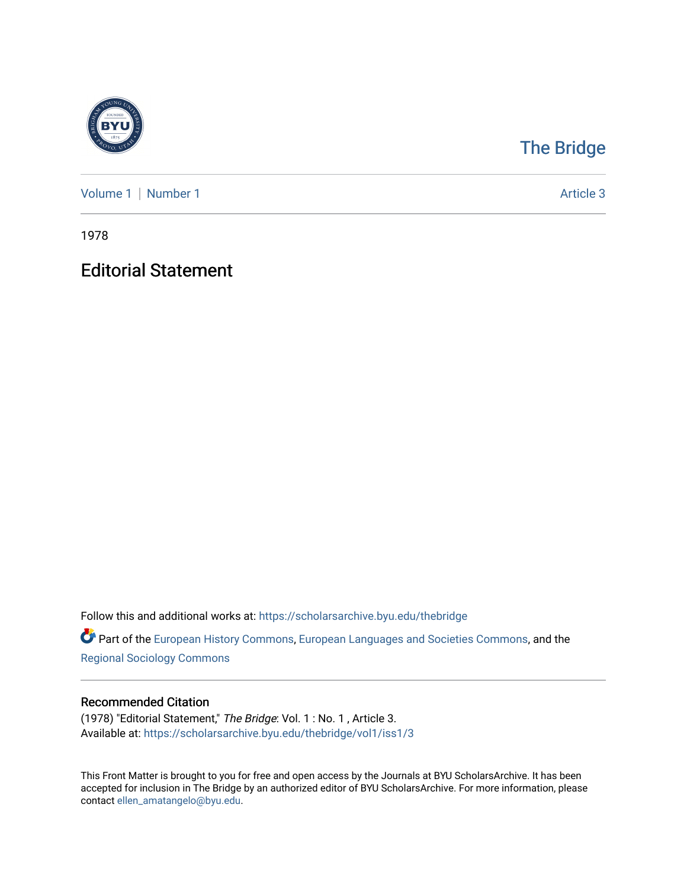The Bridge

Volume 1 | Number 1 Article 3

1978

# Editorial Statement

Follow this and additional works at: https://scholarsarchive.byu.edu/thebridge

Part of the European History Commons, European Languages and Societies Commons, and the Regional Sociology Commons

## Recommended Citation

(1978) "Editorial Statement," *The Bridge*: Vol. 1 : No. 1 , Article 3.
Available at: https://scholarsarchive.byu.edu/thebridge/vol1/iss1/3

This Front Matter is brought to you for free and open access by the Journals at BYU ScholarsArchive. It has been accepted for inclusion in The Bridge by an authorized editor of BYU ScholarsArchive. For more information, please contact ellen_amatangelo@byu.edu.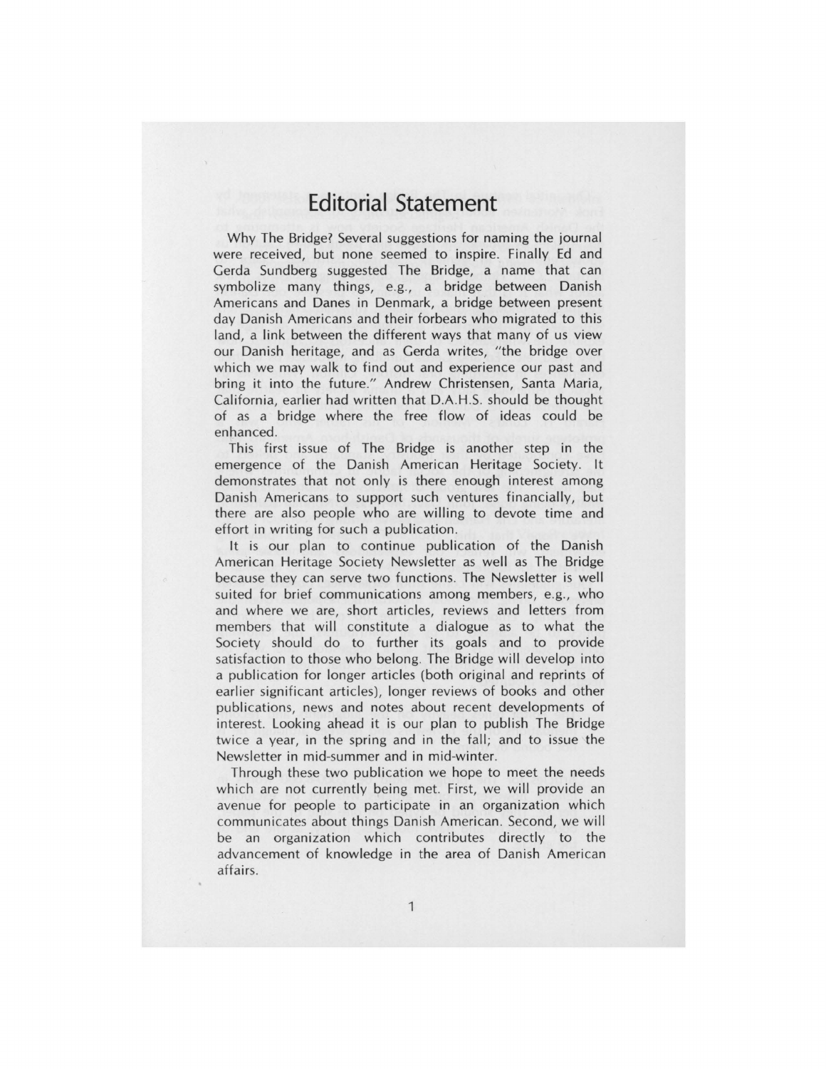# Editorial Statement

Why The Bridge? Several suggestions for naming the journal were received, but none seemed to inspire. Finally Ed and Gerda Sundberg suggested The Bridge, a name that can symbolize many things, e.g., a bridge between Danish Americans and Danes in Denmark, a bridge between present day Danish Americans and their forbears who migrated to this land, a link between the different ways that many of us view our Danish heritage, and as Gerda writes, "the bridge over which we may walk to find out and experience our past and bring it into the future." Andrew Christensen, Santa Maria, California, earlier had written that D.A.H.S. should be thought of as a bridge where the free flow of ideas could be enhanced.

This first issue of The Bridge is another step in the emergence of the Danish American Heritage Society. It demonstrates that not only is there enough interest among Danish Americans to support such ventures financially, but there are also people who are willing to devote time and effort in writing for such a publication.

It is our plan to continue publication of the Danish American Heritage Society Newsletter as well as The Bridge because they can serve two functions. The Newsletter is well suited for brief communications among members, e.g., who and where we are, short articles, reviews and letters from members that will constitute a dialogue as to what the Society should do to further its goals and to provide satisfaction to those who belong. The Bridge will develop into a publication for longer articles (both original and reprints of earlier significant articles), longer reviews of books and other publications, news and notes about recent developments of interest. Looking ahead it is our plan to publish The Bridge twice a year, in the spring and in the fall; and to issue the Newsletter in mid-summer and in mid-winter.

Through these two publication we hope to meet the needs which are not currently being met. First, we will provide an avenue for people to participate in an organization which communicates about things Danish American. Second, we will be an organization which contributes directly to the advancement of knowledge in the area of Danish American affairs.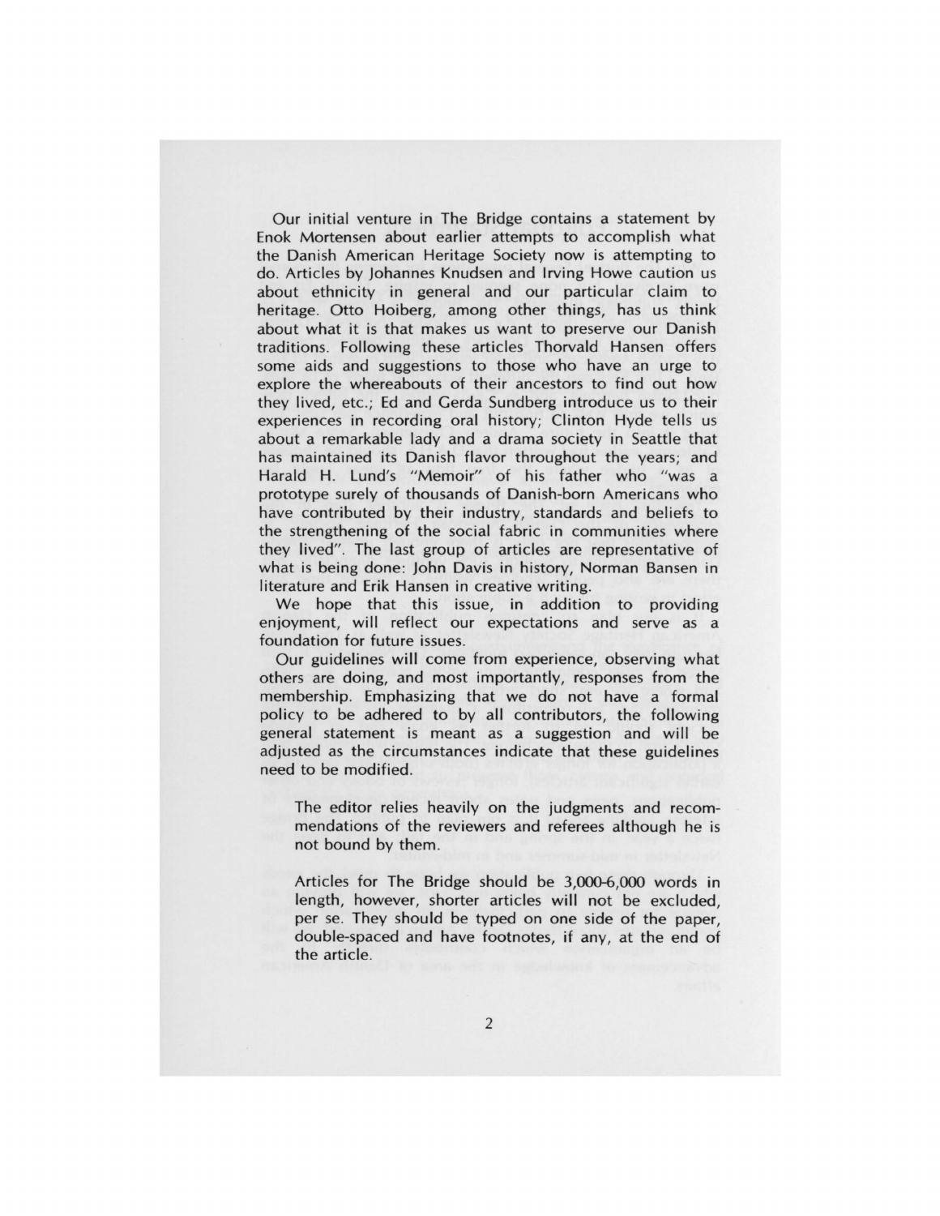Our initial venture in The Bridge contains a statement by Enok Mortensen about earlier attempts to accomplish what the Danish American Heritage Society now is attempting to do. Articles by Johannes Knudsen and Irving Howe caution us about ethnicity in general and our particular claim to heritage. Otto Hoiberg, among other things, has us think about what it is that makes us want to preserve our Danish traditions. Following these articles Thorvald Hansen offers some aids and suggestions to those who have an urge to explore the whereabouts of their ancestors to find out how they lived, etc.; Ed and Gerda Sundberg introduce us to their experiences in recording oral history; Clinton Hyde tells us about a remarkable lady and a drama society in Seattle that has maintained its Danish flavor throughout the years; and Harald H. Lund's "Memoir" of his father who "was a prototype surely of thousands of Danish-born Americans who have contributed by their industry, standards and beliefs to the strengthening of the social fabric in communities where they lived". The last group of articles are representative of what is being done: John Davis in history, Norman Bansen in literature and Erik Hansen in creative writing.

We hope that this issue, in addition to providing enjoyment, will reflect our expectations and serve as a foundation for future issues.

Our guidelines will come from experience, observing what others are doing, and most importantly, responses from the membership. Emphasizing that we do not have a formal policy to be adhered to by all contributors, the following general statement is meant as a suggestion and will be adjusted as the circumstances indicate that these guidelines need to be modified.

> The editor relies heavily on the judgments and recommendations of the reviewers and referees although he is not bound by them.
>
> Articles for The Bridge should be 3,000-6,000 words in length, however, shorter articles will not be excluded, per se. They should be typed on one side of the paper, double-spaced and have footnotes, if any, at the end of the article.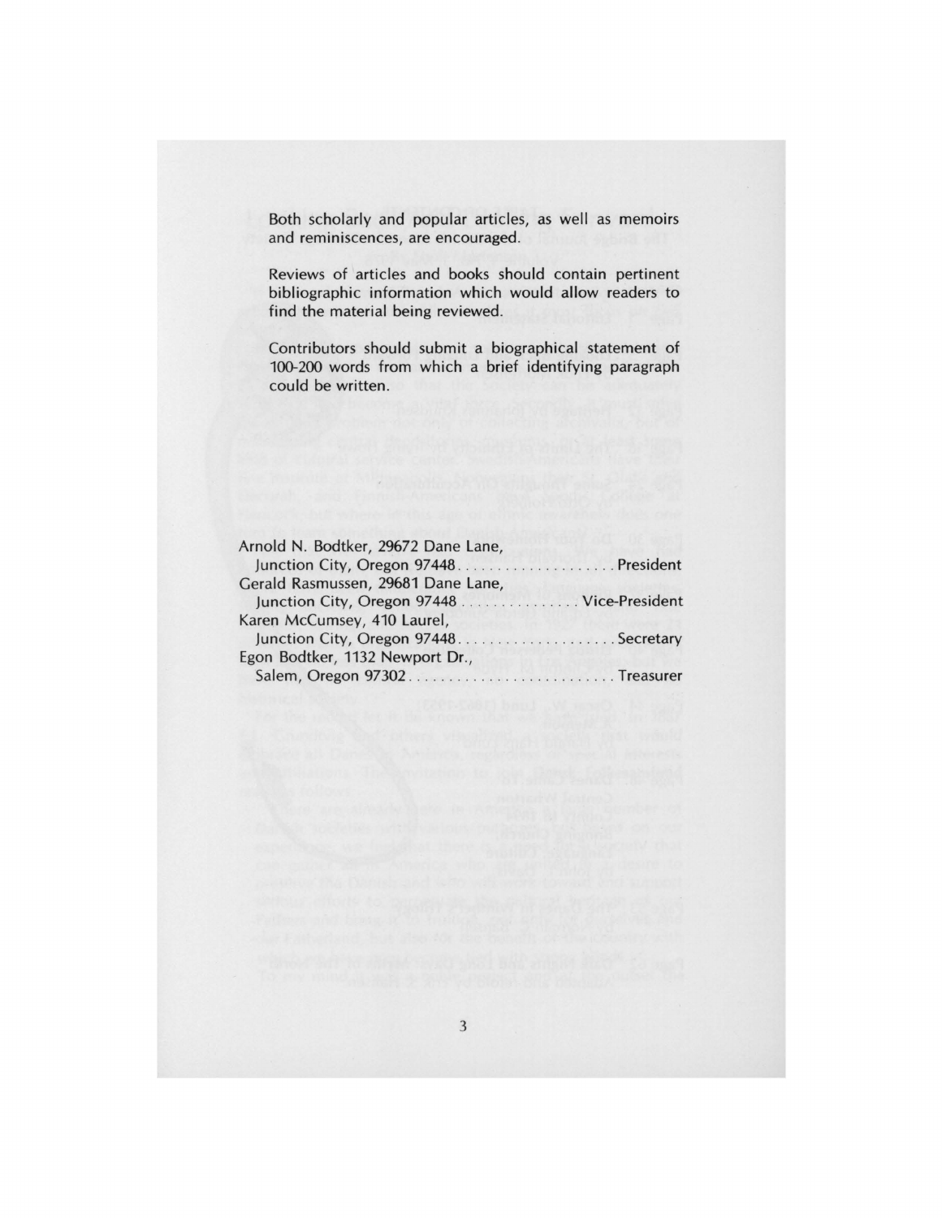Both scholarly and popular articles, as well as memoirs and reminiscences, are encouraged.

Reviews of articles and books should contain pertinent bibliographic information which would allow readers to find the material being reviewed.

Contributors should submit a biographical statement of 100-200 words from which a brief identifying paragraph could be written.

Arnold N. Bodtker, 29672 Dane Lane,
Junction City, Oregon 97448 . . . . . . . . . . . . . . . . . . . . President

Gerald Rasmussen, 29681 Dane Lane,
Junction City, Oregon 97448 . . . . . . . . . . . . . . . Vice-President

Karen McCumsey, 410 Laurel,
Junction City, Oregon 97448 . . . . . . . . . . . . . . . . . . . . Secretary

Egon Bodtker, 1132 Newport Dr.,
Salem, Oregon 97302 . . . . . . . . . . . . . . . . . . . . . . . . . . Treasurer